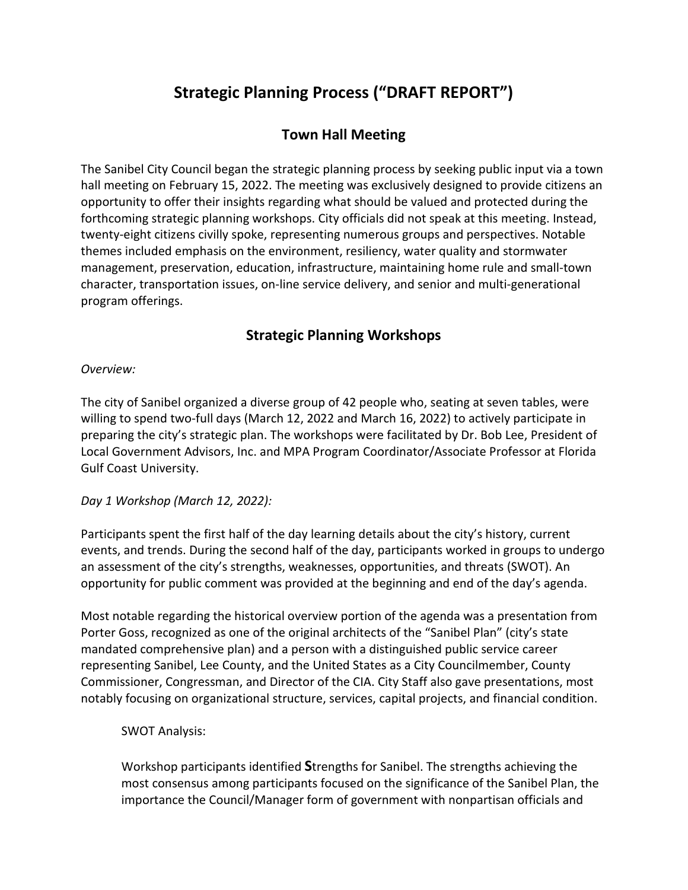# Strategic Planning Process ("DRAFT REPORT")

## Town Hall Meeting

The Sanibel City Council began the strategic planning process by seeking public input via a town hall meeting on February 15, 2022. The meeting was exclusively designed to provide citizens an opportunity to offer their insights regarding what should be valued and protected during the forthcoming strategic planning workshops. City officials did not speak at this meeting. Instead, twenty-eight citizens civilly spoke, representing numerous groups and perspectives. Notable themes included emphasis on the environment, resiliency, water quality and stormwater management, preservation, education, infrastructure, maintaining home rule and small-town character, transportation issues, on-line service delivery, and senior and multi-generational program offerings.

## Strategic Planning Workshops

*Overview:*

The city of Sanibel organized a diverse group of 42 people who, seating at seven tables, were willing to spend two-full days (March 12, 2022 and March 16, 2022) to actively participate in preparing the city's strategic plan. The workshops were facilitated by Dr. Bob Lee, President of Local Government Advisors, Inc. and MPA Program Coordinator/Associate Professor at Florida Gulf Coast University.

*Day 1 Workshop (March 12, 2022):*

Participants spent the first half of the day learning details about the city's history, current events, and trends. During the second half of the day, participants worked in groups to undergo an assessment of the city's strengths, weaknesses, opportunities, and threats (SWOT). An opportunity for public comment was provided at the beginning and end of the day's agenda.

Most notable regarding the historical overview portion of the agenda was a presentation from Porter Goss, recognized as one of the original architects of the "Sanibel Plan" (city's state mandated comprehensive plan) and a person with a distinguished public service career representing Sanibel, Lee County, and the United States as a City Councilmember, County Commissioner, Congressman, and Director of the CIA. City Staff also gave presentations, most notably focusing on organizational structure, services, capital projects, and financial condition.

SWOT Analysis:

Workshop participants identified **S**trengths for Sanibel. The strengths achieving the most consensus among participants focused on the significance of the Sanibel Plan, the importance the Council/Manager form of government with nonpartisan officials and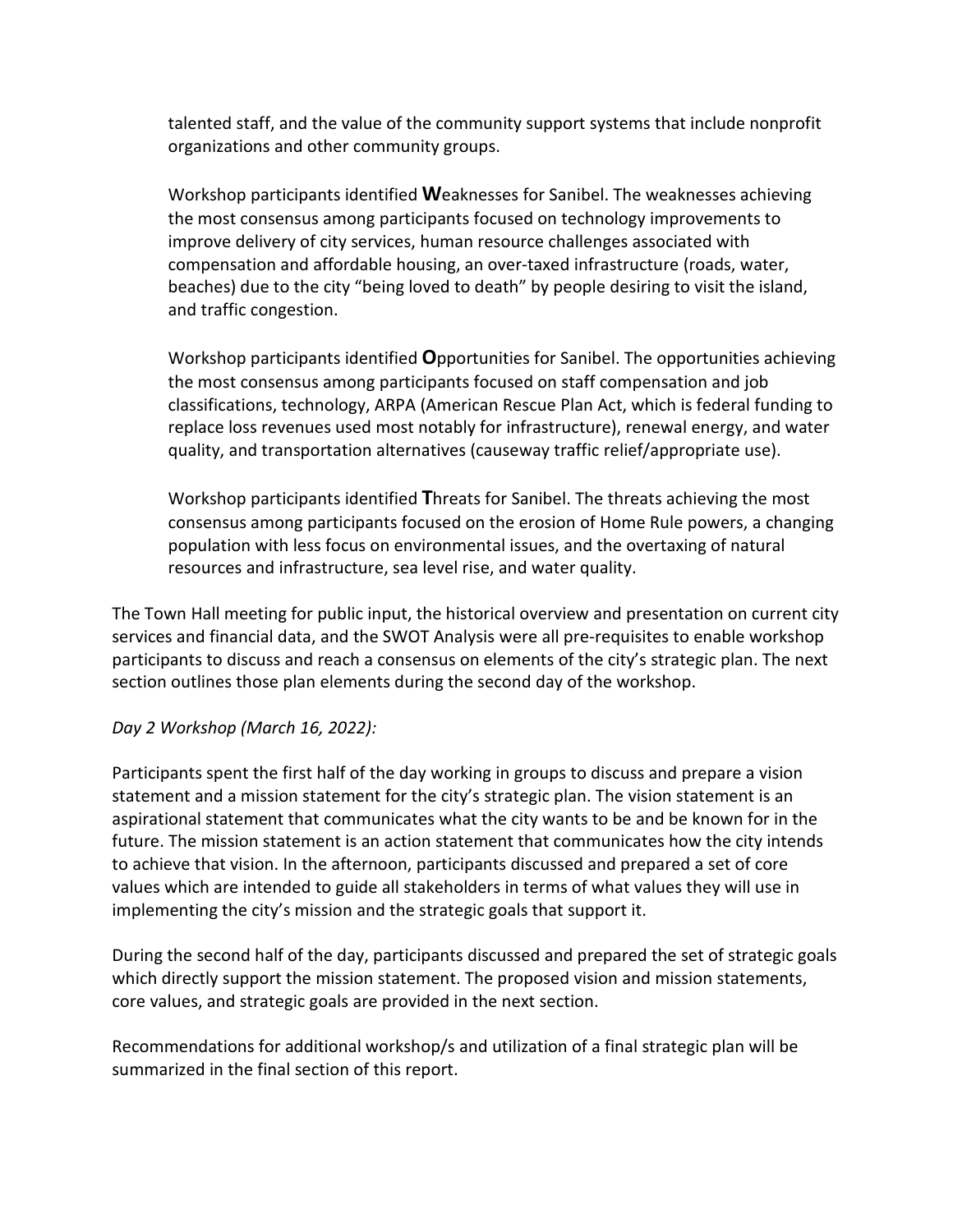talented staff, and the value of the community support systems that include nonprofit organizations and other community groups.

Workshop participants identified **W**eaknesses for Sanibel. The weaknesses achieving the most consensus among participants focused on technology improvements to improve delivery of city services, human resource challenges associated with compensation and affordable housing, an over-taxed infrastructure (roads, water, beaches) due to the city "being loved to death" by people desiring to visit the island, and traffic congestion.

Workshop participants identified **O**pportunities for Sanibel. The opportunities achieving the most consensus among participants focused on staff compensation and job classifications, technology, ARPA (American Rescue Plan Act, which is federal funding to replace loss revenues used most notably for infrastructure), renewal energy, and water quality, and transportation alternatives (causeway traffic relief/appropriate use).

Workshop participants identified **T**hreats for Sanibel. The threats achieving the most consensus among participants focused on the erosion of Home Rule powers, a changing population with less focus on environmental issues, and the overtaxing of natural resources and infrastructure, sea level rise, and water quality.

The Town Hall meeting for public input, the historical overview and presentation on current city services and financial data, and the SWOT Analysis were all pre-requisites to enable workshop participants to discuss and reach a consensus on elements of the city's strategic plan. The next section outlines those plan elements during the second day of the workshop.

*Day 2 Workshop (March 16, 2022):*

Participants spent the first half of the day working in groups to discuss and prepare a vision statement and a mission statement for the city's strategic plan. The vision statement is an aspirational statement that communicates what the city wants to be and be known for in the future. The mission statement is an action statement that communicates how the city intends to achieve that vision. In the afternoon, participants discussed and prepared a set of core values which are intended to guide all stakeholders in terms of what values they will use in implementing the city's mission and the strategic goals that support it.

During the second half of the day, participants discussed and prepared the set of strategic goals which directly support the mission statement. The proposed vision and mission statements, core values, and strategic goals are provided in the next section.

Recommendations for additional workshop/s and utilization of a final strategic plan will be summarized in the final section of this report.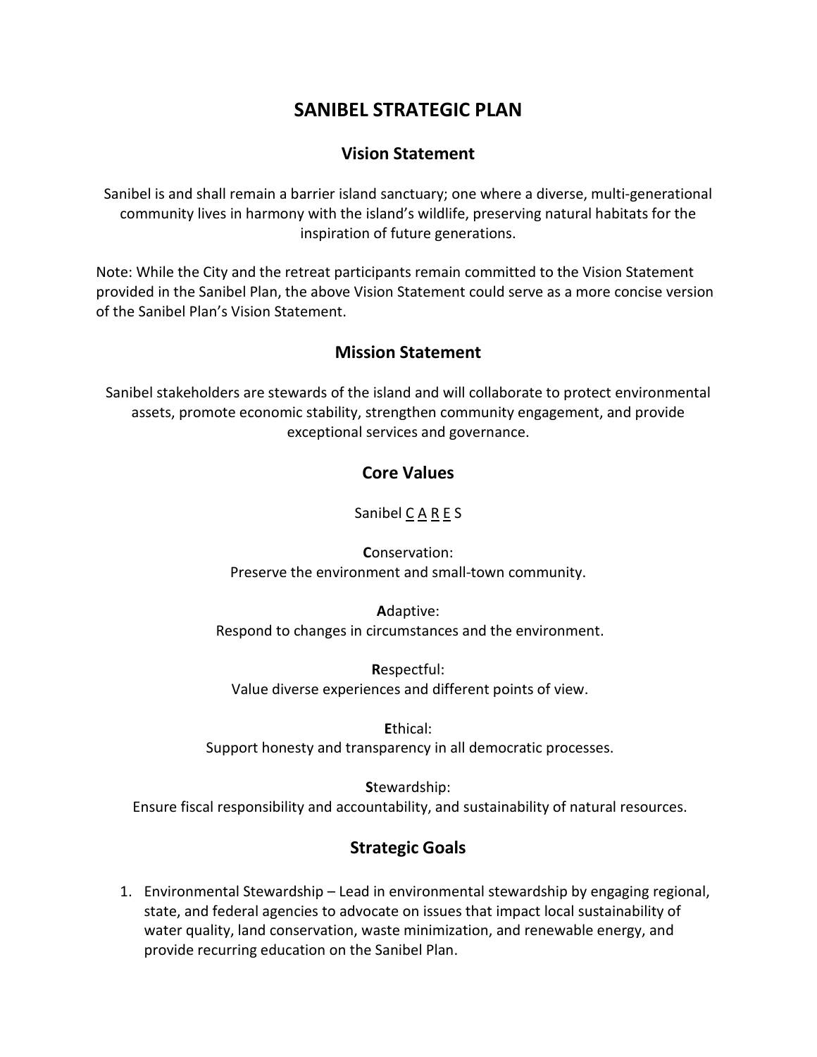# SANIBEL STRATEGIC PLAN

## Vision Statement

Sanibel is and shall remain a barrier island sanctuary; one where a diverse, multi-generational community lives in harmony with the island's wildlife, preserving natural habitats for the inspiration of future generations.

Note: While the City and the retreat participants remain committed to the Vision Statement provided in the Sanibel Plan, the above Vision Statement could serve as a more concise version of the Sanibel Plan's Vision Statement.

## Mission Statement

Sanibel stakeholders are stewards of the island and will collaborate to protect environmental assets, promote economic stability, strengthen community engagement, and provide exceptional services and governance.

## Core Values

Sanibel C A R E S

**C**onservation:
Preserve the environment and small-town community.

**A**daptive:
Respond to changes in circumstances and the environment.

**R**espectful:
Value diverse experiences and different points of view.

**E**thical:
Support honesty and transparency in all democratic processes.

**S**tewardship:
Ensure fiscal responsibility and accountability, and sustainability of natural resources.

## Strategic Goals

1. Environmental Stewardship – Lead in environmental stewardship by engaging regional, state, and federal agencies to advocate on issues that impact local sustainability of water quality, land conservation, waste minimization, and renewable energy, and provide recurring education on the Sanibel Plan.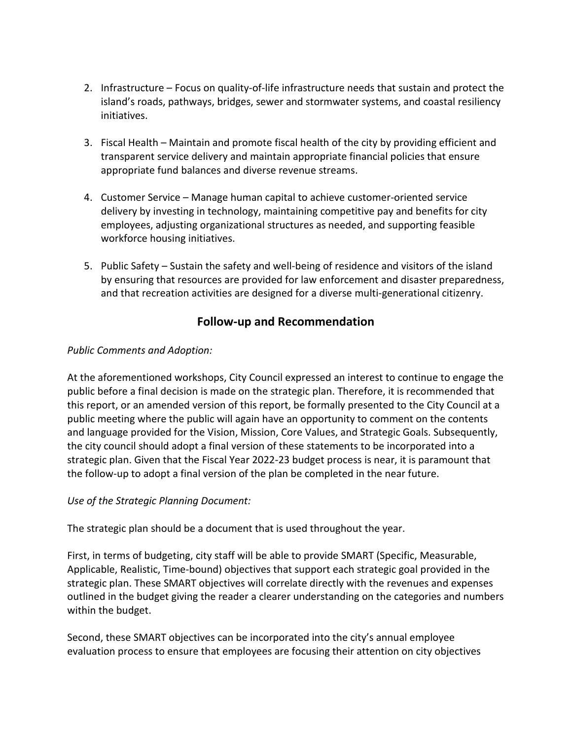2. Infrastructure – Focus on quality-of-life infrastructure needs that sustain and protect the island's roads, pathways, bridges, sewer and stormwater systems, and coastal resiliency initiatives.

3. Fiscal Health – Maintain and promote fiscal health of the city by providing efficient and transparent service delivery and maintain appropriate financial policies that ensure appropriate fund balances and diverse revenue streams.

4. Customer Service – Manage human capital to achieve customer-oriented service delivery by investing in technology, maintaining competitive pay and benefits for city employees, adjusting organizational structures as needed, and supporting feasible workforce housing initiatives.

5. Public Safety – Sustain the safety and well-being of residence and visitors of the island by ensuring that resources are provided for law enforcement and disaster preparedness, and that recreation activities are designed for a diverse multi-generational citizenry.

## Follow-up and Recommendation

*Public Comments and Adoption:*

At the aforementioned workshops, City Council expressed an interest to continue to engage the public before a final decision is made on the strategic plan. Therefore, it is recommended that this report, or an amended version of this report, be formally presented to the City Council at a public meeting where the public will again have an opportunity to comment on the contents and language provided for the Vision, Mission, Core Values, and Strategic Goals. Subsequently, the city council should adopt a final version of these statements to be incorporated into a strategic plan. Given that the Fiscal Year 2022-23 budget process is near, it is paramount that the follow-up to adopt a final version of the plan be completed in the near future.

*Use of the Strategic Planning Document:*

The strategic plan should be a document that is used throughout the year.

First, in terms of budgeting, city staff will be able to provide SMART (Specific, Measurable, Applicable, Realistic, Time-bound) objectives that support each strategic goal provided in the strategic plan. These SMART objectives will correlate directly with the revenues and expenses outlined in the budget giving the reader a clearer understanding on the categories and numbers within the budget.

Second, these SMART objectives can be incorporated into the city's annual employee evaluation process to ensure that employees are focusing their attention on city objectives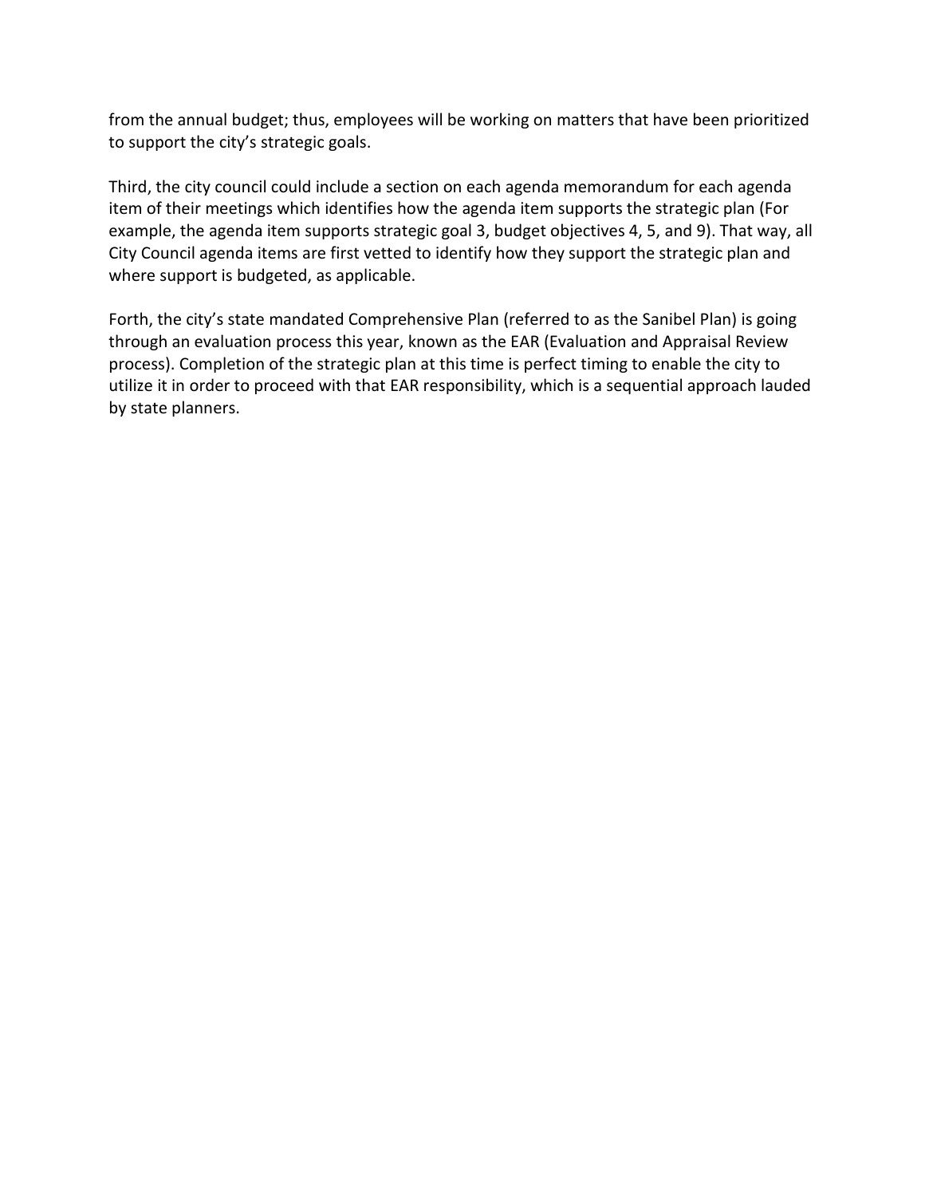from the annual budget; thus, employees will be working on matters that have been prioritized to support the city's strategic goals.

Third, the city council could include a section on each agenda memorandum for each agenda item of their meetings which identifies how the agenda item supports the strategic plan (For example, the agenda item supports strategic goal 3, budget objectives 4, 5, and 9). That way, all City Council agenda items are first vetted to identify how they support the strategic plan and where support is budgeted, as applicable.

Forth, the city's state mandated Comprehensive Plan (referred to as the Sanibel Plan) is going through an evaluation process this year, known as the EAR (Evaluation and Appraisal Review process). Completion of the strategic plan at this time is perfect timing to enable the city to utilize it in order to proceed with that EAR responsibility, which is a sequential approach lauded by state planners.